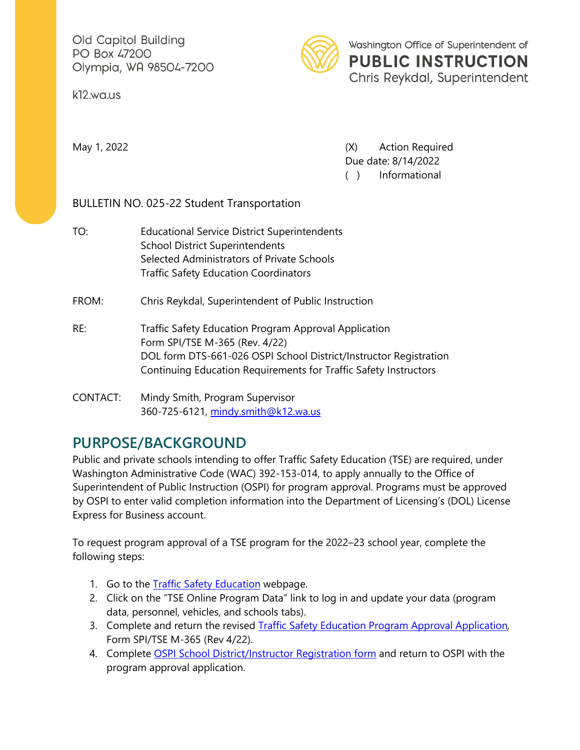Old Capitol Building
PO Box 47200
Olympia, WA 98504-7200

k12.wa.us

Washington Office of Superintendent of
**PUBLIC INSTRUCTION**
Chris Reykdal, Superintendent

May 1, 2022

(X) Action Required
Due date: 8/14/2022
( ) Informational

BULLETIN NO. 025-22 Student Transportation

TO: Educational Service District Superintendents
School District Superintendents
Selected Administrators of Private Schools
Traffic Safety Education Coordinators

FROM: Chris Reykdal, Superintendent of Public Instruction

RE: Traffic Safety Education Program Approval Application
Form SPI/TSE M-365 (Rev. 4/22)
DOL form DTS-661-026 OSPI School District/Instructor Registration
Continuing Education Requirements for Traffic Safety Instructors

CONTACT: Mindy Smith, Program Supervisor
360-725-6121, [mindy.smith@k12.wa.us](mailto:mindy.smith@k12.wa.us)

## PURPOSE/BACKGROUND

Public and private schools intending to offer Traffic Safety Education (TSE) are required, under Washington Administrative Code (WAC) 392-153-014, to apply annually to the Office of Superintendent of Public Instruction (OSPI) for program approval. Programs must be approved by OSPI to enter valid completion information into the Department of Licensing's (DOL) License Express for Business account.

To request program approval of a TSE program for the 2022–23 school year, complete the following steps:

1. Go to the [Traffic Safety Education]() webpage.
2. Click on the "TSE Online Program Data" link to log in and update your data (program data, personnel, vehicles, and schools tabs).
3. Complete and return the revised [Traffic Safety Education Program Approval Application](), Form SPI/TSE M-365 (Rev 4/22).
4. Complete [OSPI School District/Instructor Registration form]() and return to OSPI with the program approval application.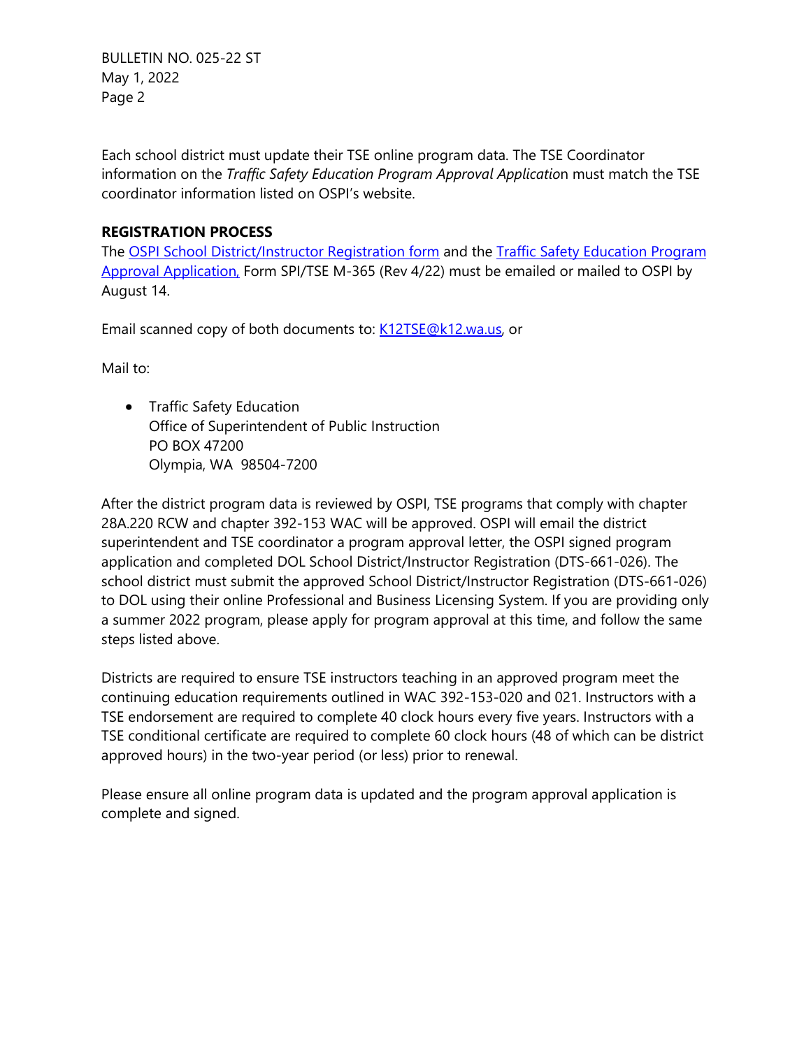Each school district must update their TSE online program data. The TSE Coordinator information on the *Traffic Safety Education Program Approval Application* must match the TSE coordinator information listed on OSPI's website.

**REGISTRATION PROCESS**

The OSPI School District/Instructor Registration form and the Traffic Safety Education Program Approval Application, Form SPI/TSE M-365 (Rev 4/22) must be emailed or mailed to OSPI by August 14.

Email scanned copy of both documents to: K12TSE@k12.wa.us, or

Mail to:

- Traffic Safety Education
  Office of Superintendent of Public Instruction
  PO BOX 47200
  Olympia, WA 98504-7200

After the district program data is reviewed by OSPI, TSE programs that comply with chapter 28A.220 RCW and chapter 392-153 WAC will be approved. OSPI will email the district superintendent and TSE coordinator a program approval letter, the OSPI signed program application and completed DOL School District/Instructor Registration (DTS-661-026). The school district must submit the approved School District/Instructor Registration (DTS-661-026) to DOL using their online Professional and Business Licensing System. If you are providing only a summer 2022 program, please apply for program approval at this time, and follow the same steps listed above.

Districts are required to ensure TSE instructors teaching in an approved program meet the continuing education requirements outlined in WAC 392-153-020 and 021. Instructors with a TSE endorsement are required to complete 40 clock hours every five years. Instructors with a TSE conditional certificate are required to complete 60 clock hours (48 of which can be district approved hours) in the two-year period (or less) prior to renewal.

Please ensure all online program data is updated and the program approval application is complete and signed.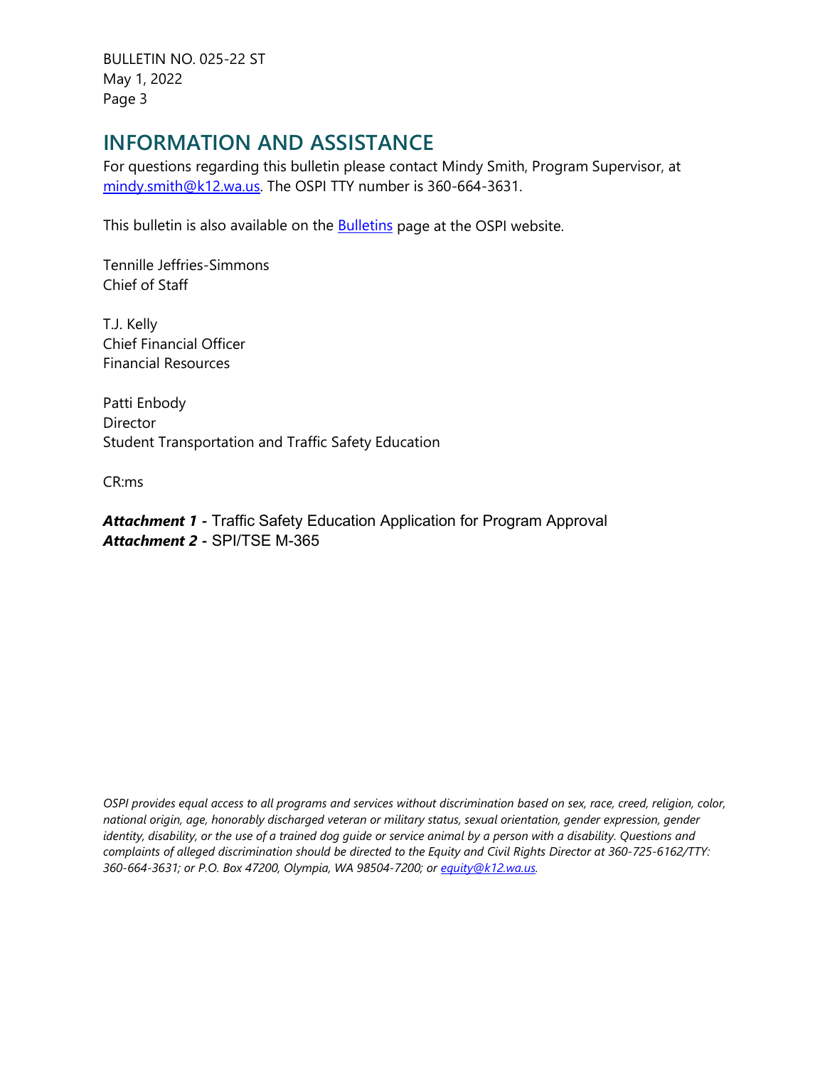## INFORMATION AND ASSISTANCE

For questions regarding this bulletin please contact Mindy Smith, Program Supervisor, at mindy.smith@k12.wa.us. The OSPI TTY number is 360-664-3631.

This bulletin is also available on the Bulletins page at the OSPI website.

Tennille Jeffries-Simmons
Chief of Staff

T.J. Kelly
Chief Financial Officer
Financial Resources

Patti Enbody
Director
Student Transportation and Traffic Safety Education

CR:ms

***Attachment 1 -*** Traffic Safety Education Application for Program Approval
***Attachment 2 -*** SPI/TSE M-365

*OSPI provides equal access to all programs and services without discrimination based on sex, race, creed, religion, color, national origin, age, honorably discharged veteran or military status, sexual orientation, gender expression, gender identity, disability, or the use of a trained dog guide or service animal by a person with a disability. Questions and complaints of alleged discrimination should be directed to the Equity and Civil Rights Director at 360-725-6162/TTY: 360-664-3631; or P.O. Box 47200, Olympia, WA 98504-7200; or equity@k12.wa.us.*